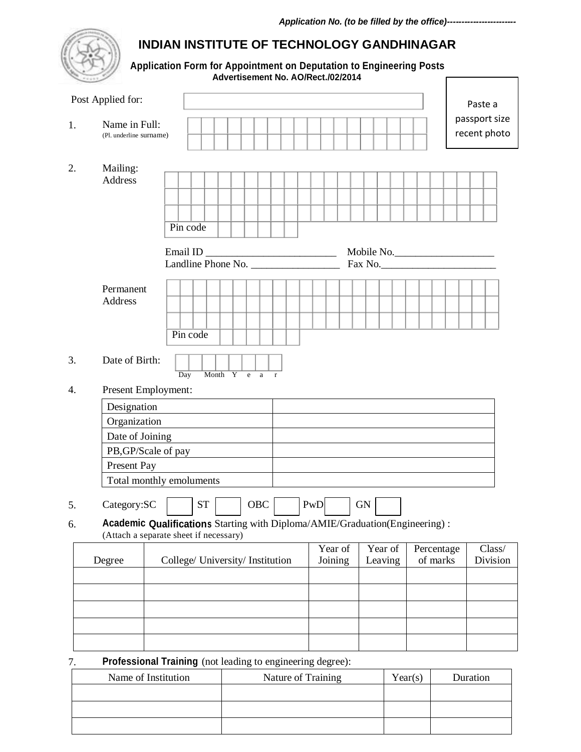*Application No. (to be filled by the office)------------------------*

# INDIAN INSTITUTE OF TECHNOLOGY GANDHINAGAR

**Application Form for Appointment on Deputation to Engineering Posts**
**Advertisement No. AO/Rect./02/2014**

Paste a passport size recent photo

Post Applied for:

1. Name in Full:
   (Pl. underline surname)

2. Mailing: Address

   Pin code

   Email ID _________________________ Mobile No.___________________
   Landline Phone No. _________________ Fax No.______________________

   Permanent Address

   Pin code

3. Date of Birth:
   Day Month Y e a r

4. Present Employment:

| Designation | |
|---|---|
| Organization | |
| Date of Joining | |
| PB,GP/Scale of pay | |
| Present Pay | |
| Total monthly emoluments | |

5. Category:SC ☐ ST ☐ OBC ☐ PwD ☐ GN ☐

6. **Academic Qualifications** Starting with Diploma/AMIE/Graduation(Engineering) :
   (Attach a separate sheet if necessary)

| Degree | College/ University/ Institution | Year of Joining | Year of Leaving | Percentage of marks | Class/ Division |
|---|---|---|---|---|---|
| | | | | | |
| | | | | | |
| | | | | | |
| | | | | | |
| | | | | | |

7. **Professional Training** (not leading to engineering degree):

| Name of Institution | Nature of Training | Year(s) | Duration |
|---|---|---|---|
| | | | |
| | | | |
| | | | |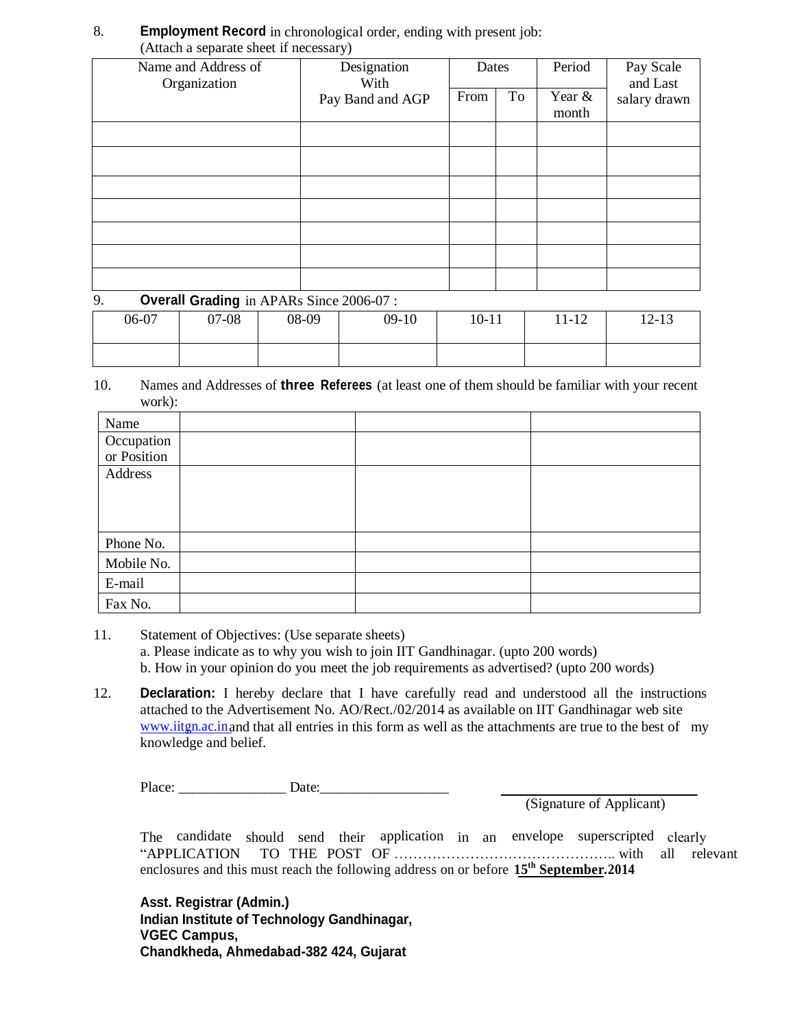8. **Employment Record** in chronological order, ending with present job:
(Attach a separate sheet if necessary)

| Name and Address of Organization | Designation With Pay Band and AGP | Dates | | Period | Pay Scale and Last salary drawn |
|---|---|---|---|---|---|
| | | From | To | Year & month | |
| | | | | | |
| | | | | | |
| | | | | | |
| | | | | | |
| | | | | | |
| | | | | | |
| | | | | | |

9. **Overall Grading** in APARs Since 2006-07 :

| 06-07 | 07-08 | 08-09 | 09-10 | 10-11 | 11-12 | 12-13 |
|---|---|---|---|---|---|---|
| | | | | | | |

10. Names and Addresses of **three Referees** (at least one of them should be familiar with your recent work):

| | | | |
|---|---|---|---|
| Name | | | |
| Occupation or Position | | | |
| Address | | | |
| Phone No. | | | |
| Mobile No. | | | |
| E-mail | | | |
| Fax No. | | | |

11. Statement of Objectives: (Use separate sheets)
a. Please indicate as to why you wish to join IIT Gandhinagar. (upto 200 words)
b. How in your opinion do you meet the job requirements as advertised? (upto 200 words)

12. **Declaration:** I hereby declare that I have carefully read and understood all the instructions attached to the Advertisement No. AO/Rect./02/2014 as available on IIT Gandhinagar web site www.iitgn.ac.in and that all entries in this form as well as the attachments are true to the best of my knowledge and belief.

Place: _______________ Date:__________________

(Signature of Applicant)

The candidate should send their application in an envelope superscripted clearly "APPLICATION TO THE POST OF ……………………………………….. with all relevant enclosures and this must reach the following address on or before **15th September.2014**

**Asst. Registrar (Admin.)**
**Indian Institute of Technology Gandhinagar,**
**VGEC Campus,**
**Chandkheda, Ahmedabad-382 424, Gujarat**